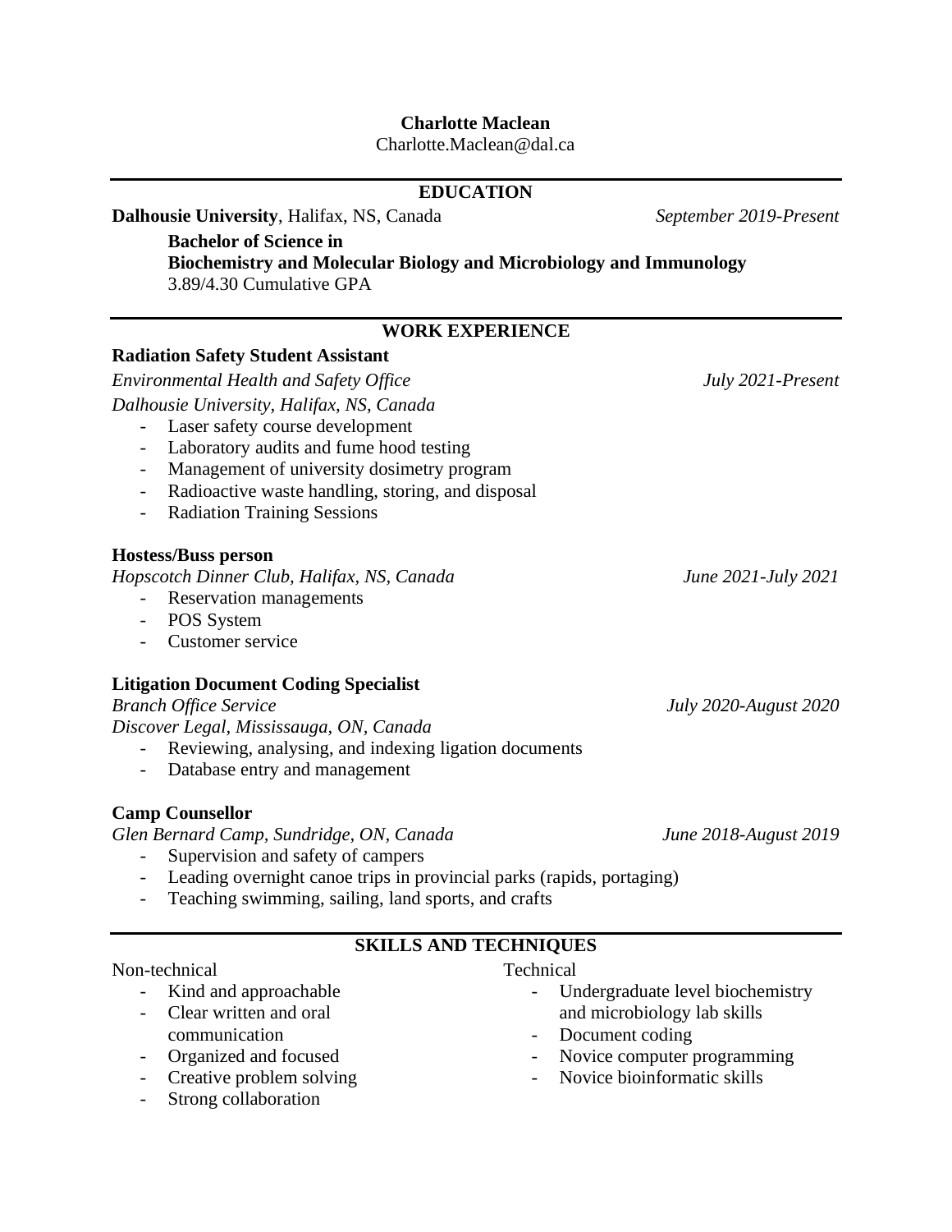**Charlotte Maclean**

Charlotte.Maclean@dal.ca

## EDUCATION

**Dalhousie University**, Halifax, NS, Canada *September 2019-Present*

**Bachelor of Science in**
**Biochemistry and Molecular Biology and Microbiology and Immunology**
3.89/4.30 Cumulative GPA

## WORK EXPERIENCE

**Radiation Safety Student Assistant**
*Environmental Health and Safety Office* *July 2021-Present*
*Dalhousie University, Halifax, NS, Canada*

- Laser safety course development
- Laboratory audits and fume hood testing
- Management of university dosimetry program
- Radioactive waste handling, storing, and disposal
- Radiation Training Sessions

**Hostess/Buss person**
*Hopscotch Dinner Club, Halifax, NS, Canada* *June 2021-July 2021*

- Reservation managements
- POS System
- Customer service

**Litigation Document Coding Specialist**
*Branch Office Service* *July 2020-August 2020*
*Discover Legal, Mississauga, ON, Canada*

- Reviewing, analysing, and indexing ligation documents
- Database entry and management

**Camp Counsellor**
*Glen Bernard Camp, Sundridge, ON, Canada* *June 2018-August 2019*

- Supervision and safety of campers
- Leading overnight canoe trips in provincial parks (rapids, portaging)
- Teaching swimming, sailing, land sports, and crafts

## SKILLS AND TECHNIQUES

Non-technical

- Kind and approachable
- Clear written and oral communication
- Organized and focused
- Creative problem solving
- Strong collaboration

Technical

- Undergraduate level biochemistry and microbiology lab skills
- Document coding
- Novice computer programming
- Novice bioinformatic skills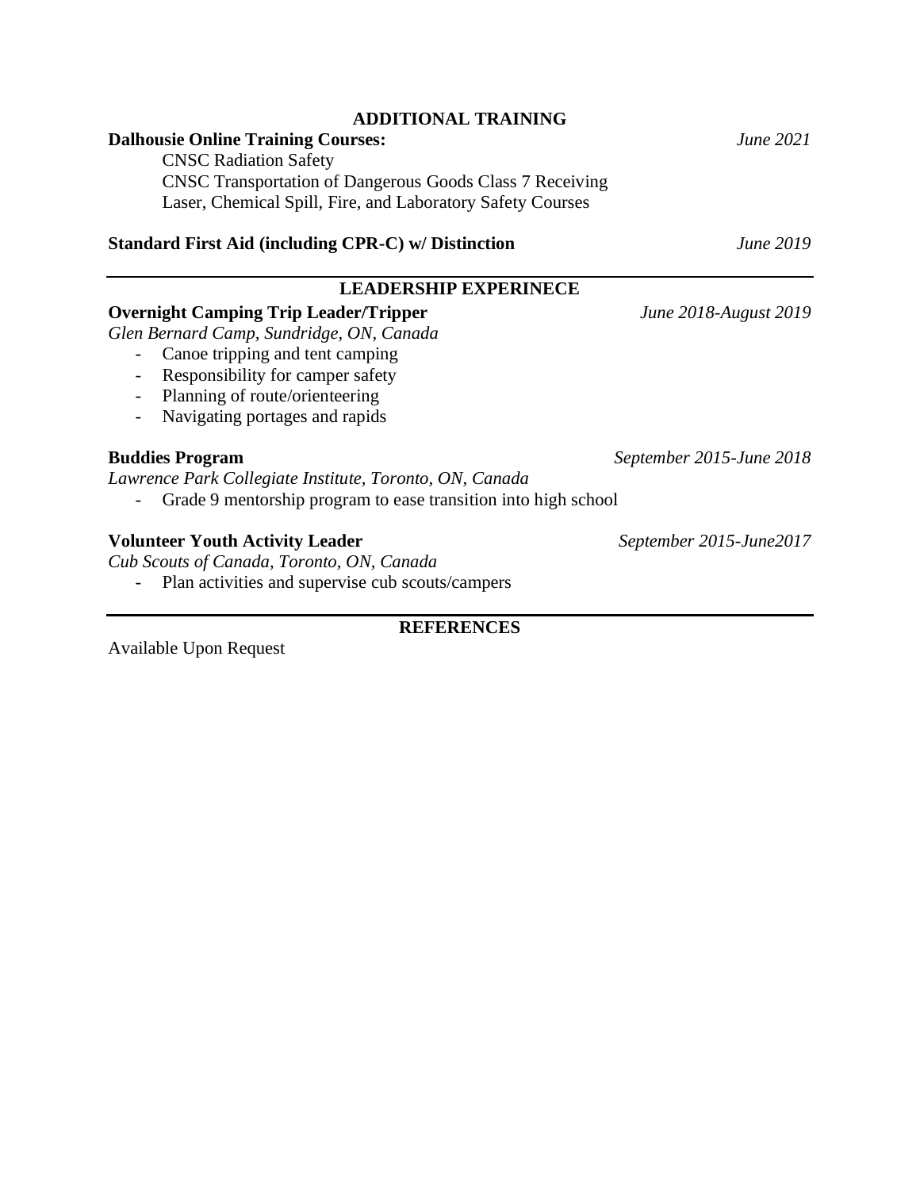## ADDITIONAL TRAINING

**Dalhousie Online Training Courses:** *June 2021*

CNSC Radiation Safety
CNSC Transportation of Dangerous Goods Class 7 Receiving
Laser, Chemical Spill, Fire, and Laboratory Safety Courses

**Standard First Aid (including CPR-C) w/ Distinction** *June 2019*

---

## LEADERSHIP EXPERINECE

**Overnight Camping Trip Leader/Tripper** *June 2018-August 2019*
*Glen Bernard Camp, Sundridge, ON, Canada*

- Canoe tripping and tent camping
- Responsibility for camper safety
- Planning of route/orienteering
- Navigating portages and rapids

**Buddies Program** *September 2015-June 2018*
*Lawrence Park Collegiate Institute, Toronto, ON, Canada*

- Grade 9 mentorship program to ease transition into high school

**Volunteer Youth Activity Leader** *September 2015-June2017*
*Cub Scouts of Canada, Toronto, ON, Canada*

- Plan activities and supervise cub scouts/campers

---

## REFERENCES

Available Upon Request